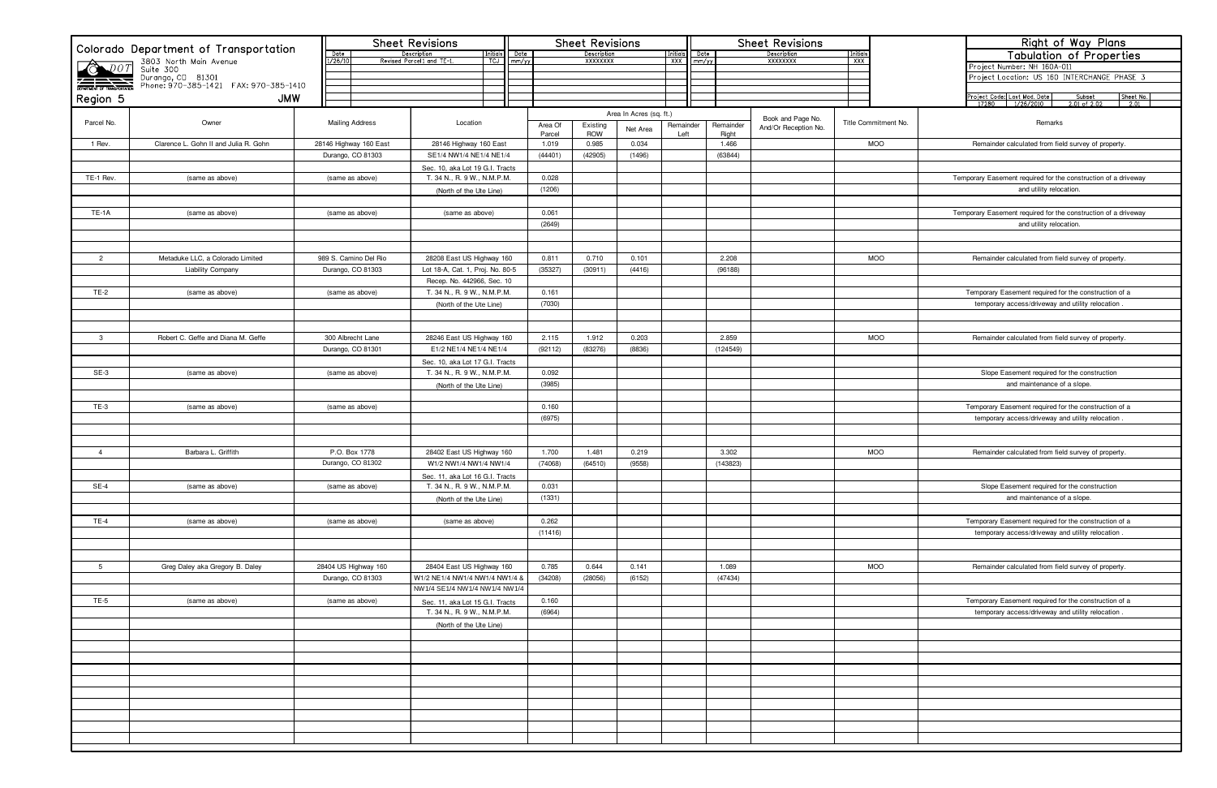# Colorado Department of Transportation

3803 North Main Avenue
Suite 300
Durango, CO 81301
Phone: 970-385-1421 FAX: 970-385-1410

Region 5 JMW

## Sheet Revisions

| Date | Description | Initials |
|---|---|---|
| 1/26/10 | Revised Parcel 1 and TE-1. | TCJ |

## Sheet Revisions

| Date | Description | Initials |
|---|---|---|
| mm/yy | XXXXXXXX | XXX |

## Sheet Revisions

| Date | Description | Initials |
|---|---|---|
| mm/yy | XXXXXXXX | XXX |

# Right of Way Plans

## Tabulation of Properties

Project Number: NH 160A-011

Project Location: US 160 INTERCHANGE PHASE 3

| Project Code | Last Mod. Date | Subset | Sheet No. |
|---|---|---|---|
| 17280 | 1/25/2010 | 2.01 of 2.02 | 2.01 |

| Parcel No. | Owner | Mailing Address | Location | Area In Acres (sq. ft.) Area Of Parcel | Existing ROW | Net Area | Remainder Left | Remainder Right | Book and Page No. And/Or Reception No. | Title Commitment No. | Remarks |
|---|---|---|---|---|---|---|---|---|---|---|---|
| 1 Rev. | Clarence L. Gohn II and Julia R. Gohn | 28146 Highway 160 East | 28146 Highway 160 East | 1.019 | 0.985 | 0.034 | | 1.466 | | MOO | Remainder calculated from field survey of property. |
| | | Durango, CO 81303 | SE1/4 NW1/4 NE1/4 NE1/4 | (44401) | (42905) | (1496) | | (63844) | | | |
| | | | Sec. 10, aka Lot 19 G.I. Tracts | | | | | | | | |
| TE-1 Rev. | (same as above) | (same as above) | T. 34 N., R. 9 W., N.M.P.M. | 0.028 | | | | | | | Temporary Easement required for the construction of a driveway |
| | | | (North of the Ute Line) | (1206) | | | | | | | and utility relocation. |
| TE-1A | (same as above) | (same as above) | (same as above) | 0.061 | | | | | | | Temporary Easement required for the construction of a driveway |
| | | | | (2649) | | | | | | | and utility relocation. |
| 2 | Metaduke LLC, a Colorado Limited | 989 S. Camino Del Rio | 28208 East US Highway 160 | 0.811 | 0.710 | 0.101 | | 2.208 | | MOO | Remainder calculated from field survey of property. |
| | Liability Company | Durango, CO 81303 | Lot 18-A, Cat. 1, Proj. No. 80-5 | (35327) | (30911) | (4416) | | (96188) | | | |
| | | | Recep. No. 442966, Sec. 10 | | | | | | | | |
| TE-2 | (same as above) | (same as above) | T. 34 N., R. 9 W., N.M.P.M. | 0.161 | | | | | | | Temporary Easement required for the construction of a |
| | | | (North of the Ute Line) | (7030) | | | | | | | temporary access/driveway and utility relocation . |
| 3 | Robert C. Geffe and Diana M. Geffe | 300 Albrecht Lane | 28246 East US Highway 160 | 2.115 | 1.912 | 0.203 | | 2.859 | | MOO | Remainder calculated from field survey of property. |
| | | Durango, CO 81301 | E1/2 NE1/4 NE1/4 NE1/4 | (92112) | (83276) | (8836) | | (124549) | | | |
| | | | Sec. 10, aka Lot 17 G.I. Tracts | | | | | | | | |
| SE-3 | (same as above) | (same as above) | T. 34 N., R. 9 W., N.M.P.M. | 0.092 | | | | | | | Slope Easement required for the construction |
| | | | (North of the Ute Line) | (3985) | | | | | | | and maintenance of a slope. |
| TE-3 | (same as above) | (same as above) | | 0.160 | | | | | | | Temporary Easement required for the construction of a |
| | | | | (6975) | | | | | | | temporary access/driveway and utility relocation . |
| 4 | Barbara L. Griffith | P.O. Box 1778 | 28402 East US Highway 160 | 1.700 | 1.481 | 0.219 | | 3.302 | | MOO | Remainder calculated from field survey of property. |
| | | Durango, CO 81302 | W1/2 NW1/4 NW1/4 NW1/4 | (74068) | (64510) | (9558) | | (143823) | | | |
| | | | Sec. 11, aka Lot 16 G.I. Tracts | | | | | | | | |
| SE-4 | (same as above) | (same as above) | T. 34 N., R. 9 W., N.M.P.M. | 0.031 | | | | | | | Slope Easement required for the construction |
| | | | (North of the Ute Line) | (1331) | | | | | | | and maintenance of a slope. |
| TE-4 | (same as above) | (same as above) | (same as above) | 0.262 | | | | | | | Temporary Easement required for the construction of a |
| | | | | (11416) | | | | | | | temporary access/driveway and utility relocation . |
| 5 | Greg Daley aka Gregory B. Daley | 28404 US Highway 160 | 28404 East US Highway 160 | 0.785 | 0.644 | 0.141 | | 1.089 | | MOO | Remainder calculated from field survey of property. |
| | | Durango, CO 81303 | W1/2 NE1/4 NW1/4 NW1/4 NW1/4 & | (34208) | (28056) | (6152) | | (47434) | | | |
| | | | NW1/4 SE1/4 NW1/4 NW1/4 NW1/4 | | | | | | | | |
| TE-5 | (same as above) | (same as above) | Sec. 11, aka Lot 15 G.I. Tracts | 0.160 | | | | | | | Temporary Easement required for the construction of a |
| | | | T. 34 N., R. 9 W., N.M.P.M. | (6964) | | | | | | | temporary access/driveway and utility relocation . |
| | | | (North of the Ute Line) | | | | | | | | |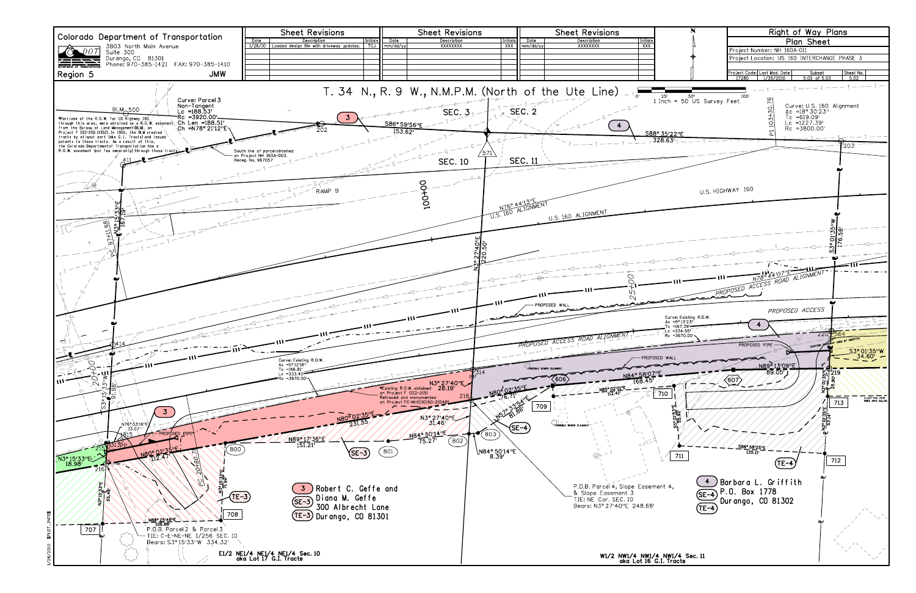# Colorado Department of Transportation

3803 North Main Avenue
Suite 300
Durango, CO 81301
Phone: 970-385-1421 FAX: 970-385-1410

Region 5 JMW

## Sheet Revisions

| Date | Description | Initials |
|---|---|---|
| 1/26/10 | Loaded design file with driveway updates. | TCJ |

| Date | Description | Initials |
|---|---|---|
| mm/dd/yy | XXXXXXXX | XXX |

| Date | Description | Initials |
|---|---|---|
| mm/dd/yy | XXXXXXXX | XXX |

## Right of Way Plans

### Plan Sheet

Project Number: NH 160A-011

Project Location: US 160 INTERCHANGE PHASE 3

| Project Code | Last Mod. Date | Subset | Sheet No. |
|---|---|---|---|
| 17280 | 1/26/2010 | 5.02 of 5.03 | 5.02 |

# T. 34 N., R. 9 W., N.M.P.M. (North of the Ute Line)

1 Inch = 50 US Survey Feet

Curve: Parcel 3
Non-Tangent
Lc =188.53'
Rc =3920.00'
Ch Len =188.51'
Ch =N78° 21'12"E

*Portions of the R.O.W. for US Highway 160, through this area, were obtained as a R.O.W. easement from the Bureau of Land Management (BLM), on Project F 022-2(5) (1952). In 1955, the BLM created tracts by aliquot part (aka G.I. Tracts) and issued patents to these tracts. As a result of this, the Colorado Department of Transportation has a R.O.W. easement (not fee ownership) through these tracts.

South line of parcel obtained on Project NH 160A-003. Recep. No. 967057

Curve: U.S. 160 Alignment
Δc =18° 30'23"
Tc =619.09'
Lc =1227.39'
Rc =3800.00'

Curve: Existing R.O.W.
Δc =5° 12'18"
Tc =166.81'
Lc =333.40'
Rc =3670.00'

Curve: Existing R.O.W.
Δc =5° 13'23"
Tc =167.39'
Lc =334.55'
Rc =3670.00'

*Existing R.O.W. obtained on Project F 022-2(5) Retraced and monumented on Project FC-NH(CX)160-2(048)

P.O.B. Parcel 2 & Parcel 3
TIE: C-E-NE-NE 1/256 SEC. 10
Bears: S3° 15'33"W 334.32'

P.O.B. Parcel 4, Slope Easement 4, & Slope Easement 3
TIE: NE Cor. SEC. 10
Bears: N3° 27'40"E 248.68'

3 / SE-3 / TE-3: Robert C. Geffe and Diana M. Geffe, 300 Albrecht Lane, Durango, CO 81301

4 / SE-4 / TE-4: Barbara L. Griffith, P.O. Box 1778, Durango, CO 81302

E1/2 NE1/4 NE1/4 NE1/4 Sec. 10 aka Lot 17 G.I. Tracts

W1/2 NW1/4 NW1/4 NW1/4 Sec. 11 aka Lot 16 G.I. Tracts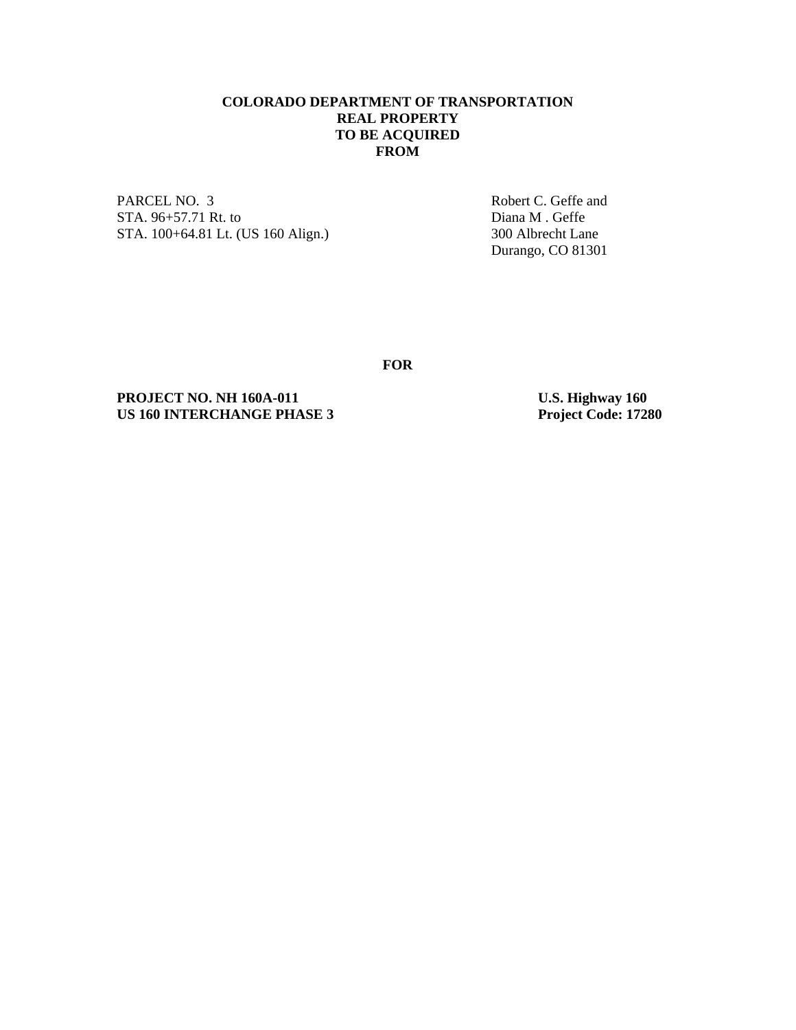**COLORADO DEPARTMENT OF TRANSPORTATION**
**REAL PROPERTY**
**TO BE ACQUIRED**
**FROM**

PARCEL NO. 3
STA. 96+57.71 Rt. to
STA. 100+64.81 Lt. (US 160 Align.)

Robert C. Geffe and
Diana M . Geffe
300 Albrecht Lane
Durango, CO 81301

**FOR**

**PROJECT NO. NH 160A-011**
**US 160 INTERCHANGE PHASE 3**

**U.S. Highway 160**
**Project Code: 17280**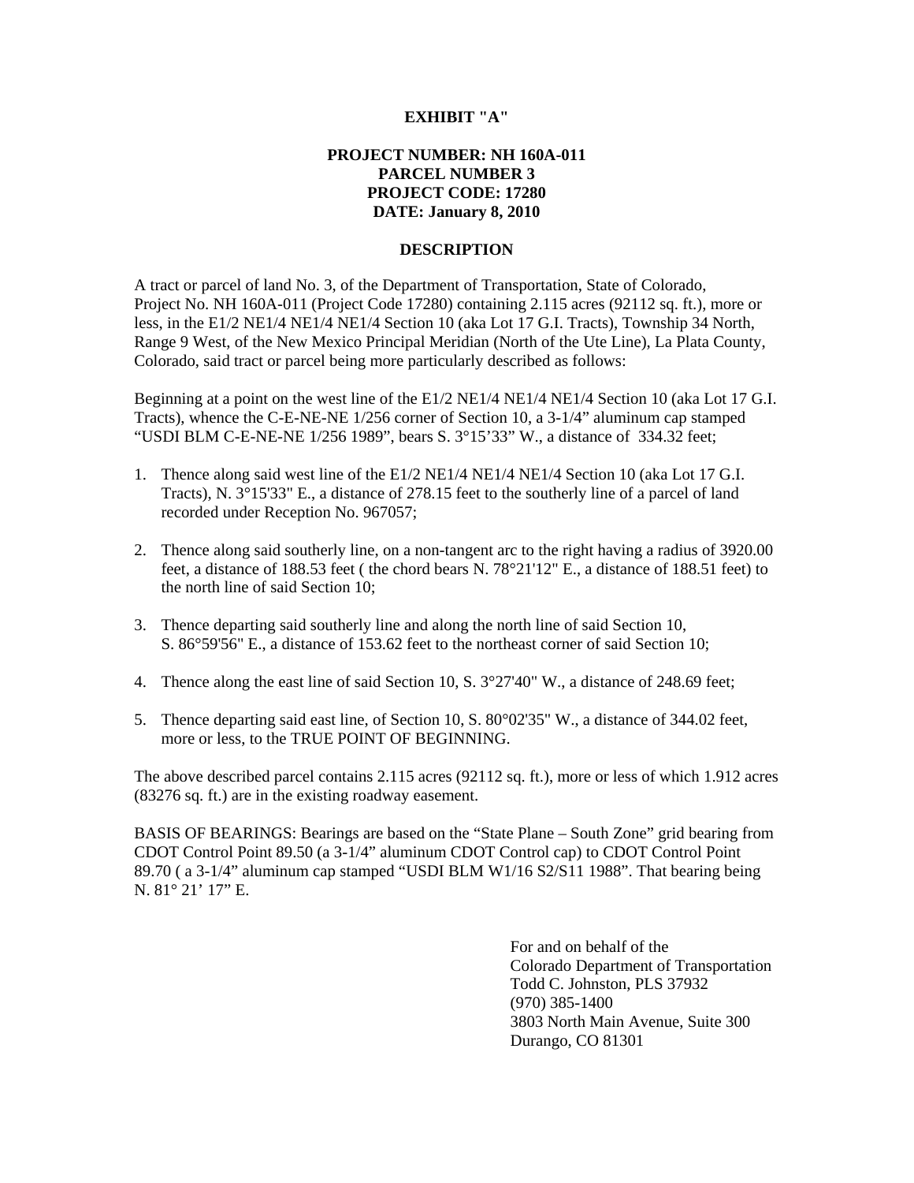**EXHIBIT "A"**

**PROJECT NUMBER: NH 160A-011**
**PARCEL NUMBER 3**
**PROJECT CODE: 17280**
**DATE: January 8, 2010**

**DESCRIPTION**

A tract or parcel of land No. 3, of the Department of Transportation, State of Colorado, Project No. NH 160A-011 (Project Code 17280) containing 2.115 acres (92112 sq. ft.), more or less, in the E1/2 NE1/4 NE1/4 NE1/4 Section 10 (aka Lot 17 G.I. Tracts), Township 34 North, Range 9 West, of the New Mexico Principal Meridian (North of the Ute Line), La Plata County, Colorado, said tract or parcel being more particularly described as follows:

Beginning at a point on the west line of the E1/2 NE1/4 NE1/4 NE1/4 Section 10 (aka Lot 17 G.I. Tracts), whence the C-E-NE-NE 1/256 corner of Section 10, a 3-1/4" aluminum cap stamped "USDI BLM C-E-NE-NE 1/256 1989", bears S. 3°15'33" W., a distance of 334.32 feet;

1. Thence along said west line of the E1/2 NE1/4 NE1/4 NE1/4 Section 10 (aka Lot 17 G.I. Tracts), N. 3°15'33" E., a distance of 278.15 feet to the southerly line of a parcel of land recorded under Reception No. 967057;

2. Thence along said southerly line, on a non-tangent arc to the right having a radius of 3920.00 feet, a distance of 188.53 feet ( the chord bears N. 78°21'12" E., a distance of 188.51 feet) to the north line of said Section 10;

3. Thence departing said southerly line and along the north line of said Section 10, S. 86°59'56" E., a distance of 153.62 feet to the northeast corner of said Section 10;

4. Thence along the east line of said Section 10, S. 3°27'40" W., a distance of 248.69 feet;

5. Thence departing said east line, of Section 10, S. 80°02'35" W., a distance of 344.02 feet, more or less, to the TRUE POINT OF BEGINNING.

The above described parcel contains 2.115 acres (92112 sq. ft.), more or less of which 1.912 acres (83276 sq. ft.) are in the existing roadway easement.

BASIS OF BEARINGS: Bearings are based on the "State Plane – South Zone" grid bearing from CDOT Control Point 89.50 (a 3-1/4" aluminum CDOT Control cap) to CDOT Control Point 89.70 ( a 3-1/4" aluminum cap stamped "USDI BLM W1/16 S2/S11 1988". That bearing being N. 81° 21' 17" E.

For and on behalf of the
Colorado Department of Transportation
Todd C. Johnston, PLS 37932
(970) 385-1400
3803 North Main Avenue, Suite 300
Durango, CO 81301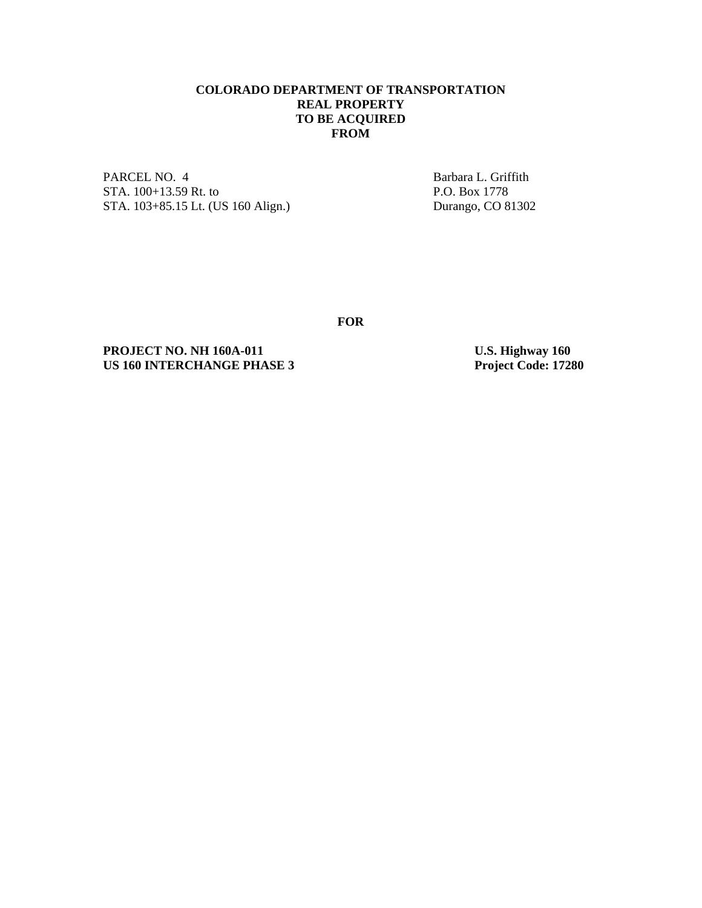**COLORADO DEPARTMENT OF TRANSPORTATION**
**REAL PROPERTY**
**TO BE ACQUIRED**
**FROM**

PARCEL NO. 4
STA. 100+13.59 Rt. to
STA. 103+85.15 Lt. (US 160 Align.)

Barbara L. Griffith
P.O. Box 1778
Durango, CO 81302

**FOR**

**PROJECT NO. NH 160A-011**
**US 160 INTERCHANGE PHASE 3**

**U.S. Highway 160**
**Project Code: 17280**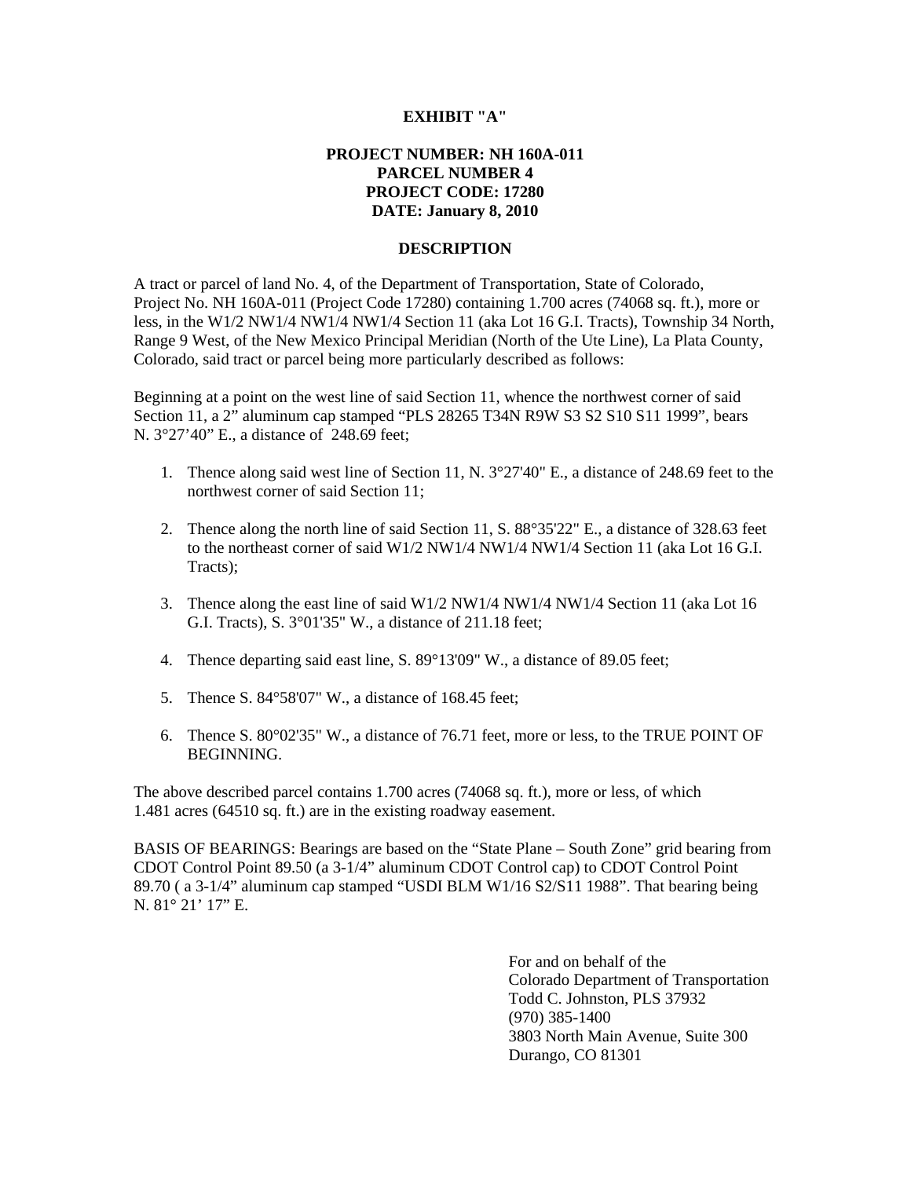**EXHIBIT "A"**

**PROJECT NUMBER: NH 160A-011**
**PARCEL NUMBER 4**
**PROJECT CODE: 17280**
**DATE: January 8, 2010**

**DESCRIPTION**

A tract or parcel of land No. 4, of the Department of Transportation, State of Colorado, Project No. NH 160A-011 (Project Code 17280) containing 1.700 acres (74068 sq. ft.), more or less, in the W1/2 NW1/4 NW1/4 NW1/4 Section 11 (aka Lot 16 G.I. Tracts), Township 34 North, Range 9 West, of the New Mexico Principal Meridian (North of the Ute Line), La Plata County, Colorado, said tract or parcel being more particularly described as follows:

Beginning at a point on the west line of said Section 11, whence the northwest corner of said Section 11, a 2" aluminum cap stamped "PLS 28265 T34N R9W S3 S2 S10 S11 1999", bears N. 3°27'40" E., a distance of 248.69 feet;

1. Thence along said west line of Section 11, N. 3°27'40" E., a distance of 248.69 feet to the northwest corner of said Section 11;
2. Thence along the north line of said Section 11, S. 88°35'22" E., a distance of 328.63 feet to the northeast corner of said W1/2 NW1/4 NW1/4 NW1/4 Section 11 (aka Lot 16 G.I. Tracts);
3. Thence along the east line of said W1/2 NW1/4 NW1/4 NW1/4 Section 11 (aka Lot 16 G.I. Tracts), S. 3°01'35" W., a distance of 211.18 feet;
4. Thence departing said east line, S. 89°13'09" W., a distance of 89.05 feet;
5. Thence S. 84°58'07" W., a distance of 168.45 feet;
6. Thence S. 80°02'35" W., a distance of 76.71 feet, more or less, to the TRUE POINT OF BEGINNING.

The above described parcel contains 1.700 acres (74068 sq. ft.), more or less, of which 1.481 acres (64510 sq. ft.) are in the existing roadway easement.

BASIS OF BEARINGS: Bearings are based on the "State Plane – South Zone" grid bearing from CDOT Control Point 89.50 (a 3-1/4" aluminum CDOT Control cap) to CDOT Control Point 89.70 ( a 3-1/4" aluminum cap stamped "USDI BLM W1/16 S2/S11 1988". That bearing being N. 81° 21' 17" E.

For and on behalf of the
Colorado Department of Transportation
Todd C. Johnston, PLS 37932
(970) 385-1400
3803 North Main Avenue, Suite 300
Durango, CO 81301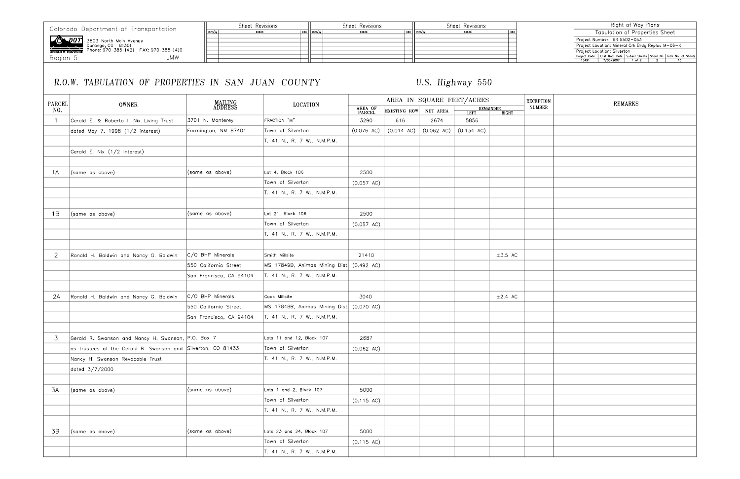Colorado Department of Transportation

3803 North Main Avenue
Durango, CO 81301
Phone: 970-385-1421 FAX: 970-385-1410

Region 5 JMW

| Sheet Revisions | | | Sheet Revisions | | | Sheet Revisions | | |
|---|---|---|---|---|---|---|---|---|
| mm/yy | xxxxx | xxx | mm/yy | xxxxx | xxx | mm/yy | xxxxx | xxx |

Right of Way Plans
Tabulation of Properties Sheet
Project Number: BR 5502-053
Project Location: Mineral Crk Brdg Replac M-06-K
Project Location: Silverton

| Project Code: | Last Mod. Date | Subset Sheets | Sheet No. | Total No. of Sheets |
|---|---|---|---|---|
| 15491 | 7/03/2007 | 1 of 2 | 2 | 13 |

# R.O.W. TABULATION OF PROPERTIES IN SAN JUAN COUNTY

## U.S. Highway 550

| PARCEL NO. | OWNER | MAILING ADDRESS | LOCATION | AREA IN SQUARE FEET/ACRES | | | | | RECEPTION NUMBER | REMARKS |
|---|---|---|---|---|---|---|---|---|---|---|
| | | | | AREA OF PARCEL | EXISTING ROW | NET AREA | REMAINDER LEFT | REMAINDER RIGHT | | |
| 1 | Gerald E. & Roberta I. Nix Living Trust | 3701 N. Monterey | FRACTION "M" | 3290 | 616 | 2674 | 5856 | | | |
| | dated May 7, 1998 (1/2 interest) | Farmington, NM 87401 | Town of Silverton | (0.076 AC) | (0.014 AC) | (0.062 AC) | (0.134 AC) | | | |
| | | | T. 41 N., R. 7 W., N.M.P.M. | | | | | | | |
| | Gerald E. Nix (1/2 interest) | | | | | | | | | |
| 1A | (same as above) | (same as above) | Lot 4, Block 106 | 2500 | | | | | | |
| | | | Town of Silverton | (0.057 AC) | | | | | | |
| | | | T. 41 N., R. 7 W., N.M.P.M. | | | | | | | |
| 1B | (same as above) | (same as above) | Lot 21, Block 106 | 2500 | | | | | | |
| | | | Town of Silverton | (0.057 AC) | | | | | | |
| | | | T. 41 N., R. 7 W., N.M.P.M. | | | | | | | |
| 2 | Ronald H. Baldwin and Nancy G. Baldwin | C/O BHP Minerals | Smith Millsite | 21410 | | | | ±3.5 AC | | |
| | | 550 California Street | MS 17849B, Animas Mining Dist. | (0.492 AC) | | | | | | |
| | | San Francisco, CA 94104 | T. 41 N., R. 7 W., N.M.P.M. | | | | | | | |
| 2A | Ronald H. Baldwin and Nancy G. Baldwin | C/O BHP Minerals | Cook Millsite | 3040 | | | | ±2.4 AC | | |
| | | 550 California Street | MS 17848B, Animas Mining Dist. | (0.070 AC) | | | | | | |
| | | San Francisco, CA 94104 | T. 41 N., R. 7 W., N.M.P.M. | | | | | | | |
| 3 | Gerald R. Swanson and Nancy H. Swanson, | P.O. Box 7 | Lots 11 and 12, Block 107 | 2687 | | | | | | |
| | as trustees of the Gerald R. Swanson and | Silverton, CO 81433 | Town of Silverton | (0.062 AC) | | | | | | |
| | Nancy H. Swanson Revocable Trust | | T. 41 N., R. 7 W., N.M.P.M. | | | | | | | |
| | dated 3/7/2000 | | | | | | | | | |
| 3A | (same as above) | (same as above) | Lots 1 and 2, Block 107 | 5000 | | | | | | |
| | | | Town of Silverton | (0.115 AC) | | | | | | |
| | | | T. 41 N., R. 7 W., N.M.P.M. | | | | | | | |
| 3B | (same as above) | (same as above) | Lots 23 and 24, Block 107 | 5000 | | | | | | |
| | | | Town of Silverton | (0.115 AC) | | | | | | |
| | | | T. 41 N., R. 7 W., N.M.P.M. | | | | | | | |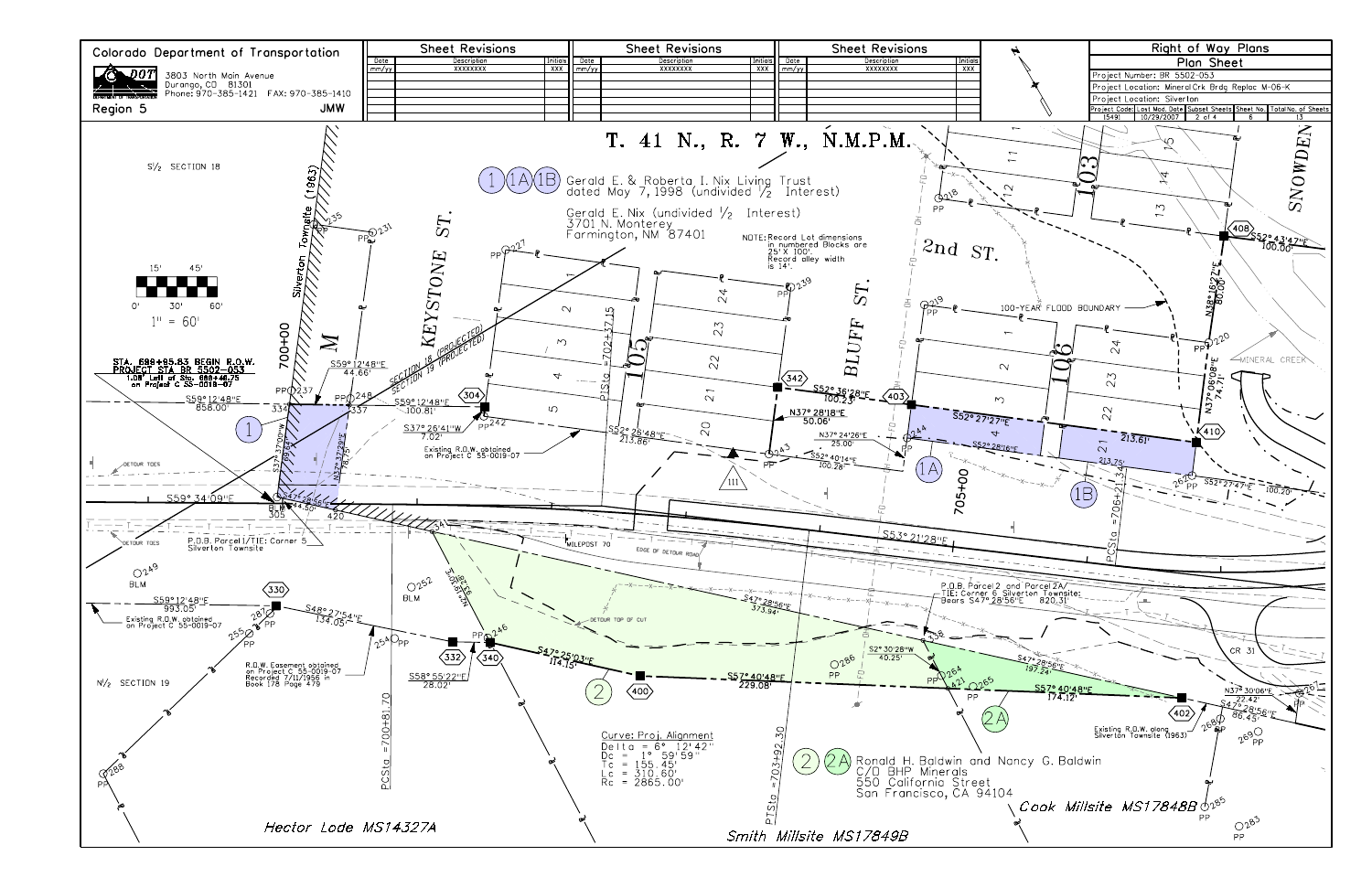# Colorado Department of Transportation

3803 North Main Avenue
Durango, CO 81301
Phone: 970-385-1421 FAX: 970-385-1410

Region 5 JMW

| Sheet Revisions | | |
|---|---|---|
| Date | Description | Initials |
| mm/yy | XXXXXXXX | XXX |

| Sheet Revisions | | |
|---|---|---|
| Date | Description | Initials |
| mm/yy | XXXXXXXX | XXX |

| Sheet Revisions | | |
|---|---|---|
| Date | Description | Initials |
| mm/yy | XXXXXXXX | XXX |

## Right of Way Plans
### Plan Sheet

Project Number: BR 5502-053
Project Location: MineralCrk Brdg Replac M-06-K
Project Location: Silverton

| Project Code | Last Mod. Date | Subset Sheets | Sheet No. | Total No. of Sheets |
|---|---|---|---|---|
| 15491 | 10/29/2007 | 2 of 4 | 6 | 13 |

## T. 41 N., R. 7 W., N.M.P.M.

1 1A 1B Gerald E. & Roberta I. Nix Living Trust dated May 7, 1998 (undivided 1/2 Interest)
Gerald E. Nix (undivided 1/2 Interest)
3701 N. Monterey
Farmington, NM 87401

NOTE: Record Lot dimensions in numbered Blocks are 25' X 100'. Record alley width is 14'.

2 2A Ronald H. Baldwin and Nancy G. Baldwin
C/O BHP Minerals
550 California Street
San Francisco, CA 94104

STA. 698+85.83 BEGIN R.O.W. PROJECT STA BR 5502-053
1.08' Left of Sta. 698+46.75 on Project C 55-0019-07

P.O.B. Parcel 1/TIE: Corner 5 Silverton Townsite

P.O.B. Parcel 2 and Parcel 2A/ TIE: Corner 6 Silverton Townsite: Bears S47°28'56"E 820.31'

Existing R.O.W. obtained on Project C 55-0019-07

R.O.W. Easement obtained on Project C 55-0019-07 Recorded 7/11/1956 in Book 178 Page 479

Existing R.O.W. along Silverton Townsite (1963)

Curve: Proj. Alignment
Delta = 6° 12'42"
Dc = 1° 59'59"
Tc = 155.45'
Lc = 310.60'
Rc = 2865.00'

1" = 60'

S½ SECTION 18 — N½ SECTION 19 — Silverton Townsite (1963) — Block M — KEYSTONE ST. — BLUFF ST. — 2nd ST. — SNOWDEN — Blocks 105, 106, 103 — 100-YEAR FLOOD BOUNDARY — MINERAL CREEK — CR 31 — MILEPOST 70 — EDGE OF DETOUR ROAD — DETOUR TOP OF CUT — SECTION 18 (PROJECTED) — SECTION 19 (PROJECTED)

Hector Lode MS14327A — Smith Millsite MS17849B — Cook Millsite MS17848B

Bearings/distances: S59°12'48"E 858.00'; S59°12'48"E 44.66'; S59°12'48"E 100.81'; S37°26'41"W 7.02'; S52°26'48"E 213.86'; S52°36'28"E 100.23'; N37°28'18"E 50.06'; N37°24'26"E 25.00'; S52°40'14"E 100.28'; S52°27'27"E; S52°28'16"E; 213.61'; 213.75'; S52°27'47"E 100.20'; S52°43'47"E 100.00'; N38°16'22"E 80.00'; N37°06'08"E 74.71'; S59°34'09"E; S37°37'00"W; N37°37'29"E 76.75'; S47°28'56"E 44.80'; S53°21'28"E; S59°12'48"E 993.05'; S48°27'54"E 134.05'; S58°55'22"E 28.02'; S47°25'03"E 114.15'; S57°40'48"E 229.08'; S47°28'56"E 373.94'; S2°30'28"W 40.25'; S47°28'56"E 197.24'; S57°40'48"E 174.12'; N37°30'06"E 22.42'; S47°28'56"E 86.45'

Stations: 700+00; 705+00; PTSta =702+37.15; PCSta =706+21.34; PCSta =700+81.70; PTSta =703+92.30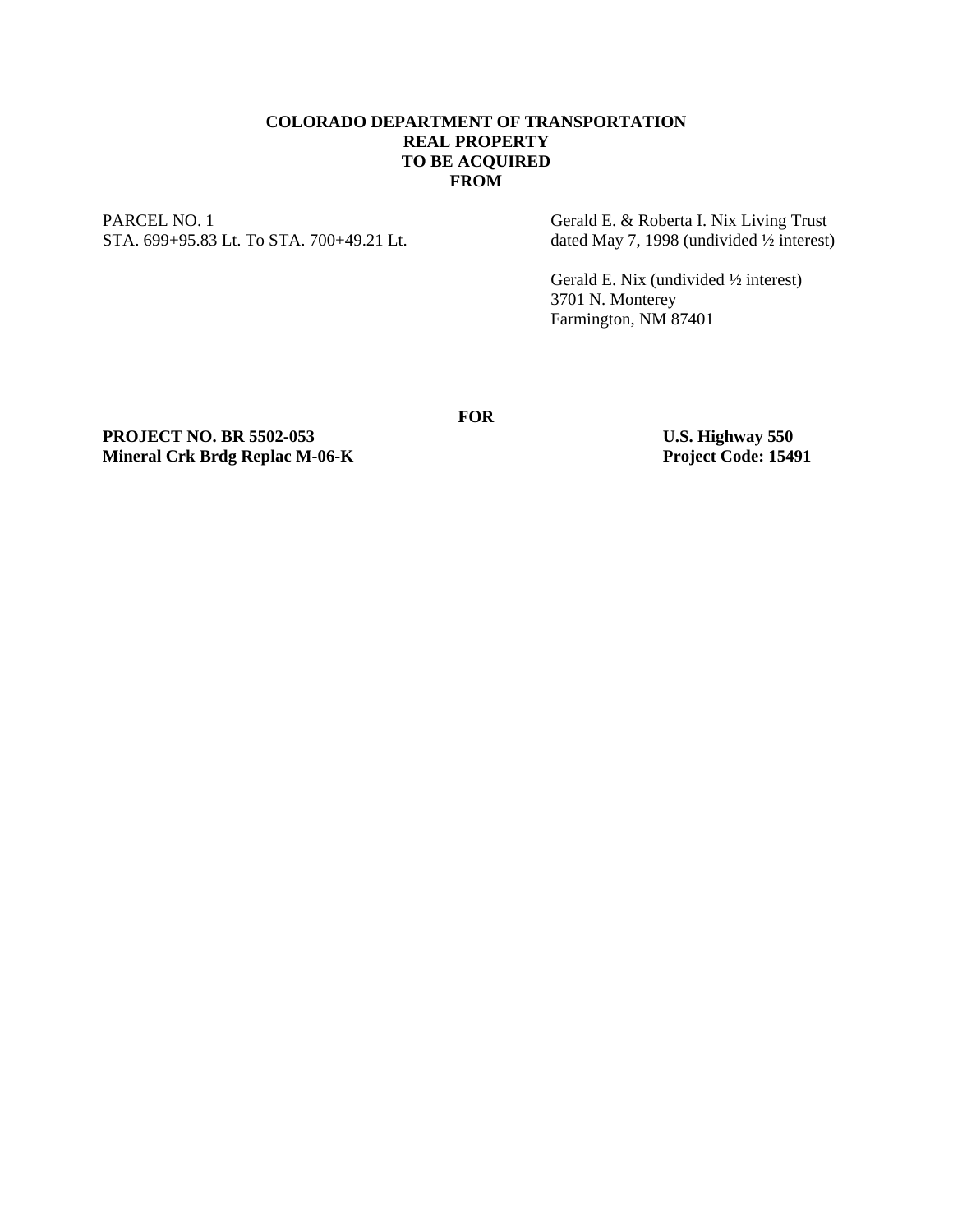**COLORADO DEPARTMENT OF TRANSPORTATION**
**REAL PROPERTY**
**TO BE ACQUIRED**
**FROM**

PARCEL NO. 1
STA. 699+95.83 Lt. To STA. 700+49.21 Lt.

Gerald E. & Roberta I. Nix Living Trust
dated May 7, 1998 (undivided ½ interest)

Gerald E. Nix (undivided ½ interest)
3701 N. Monterey
Farmington, NM 87401

**FOR**

**PROJECT NO. BR 5502-053**
**Mineral Crk Brdg Replac M-06-K**

**U.S. Highway 550**
**Project Code: 15491**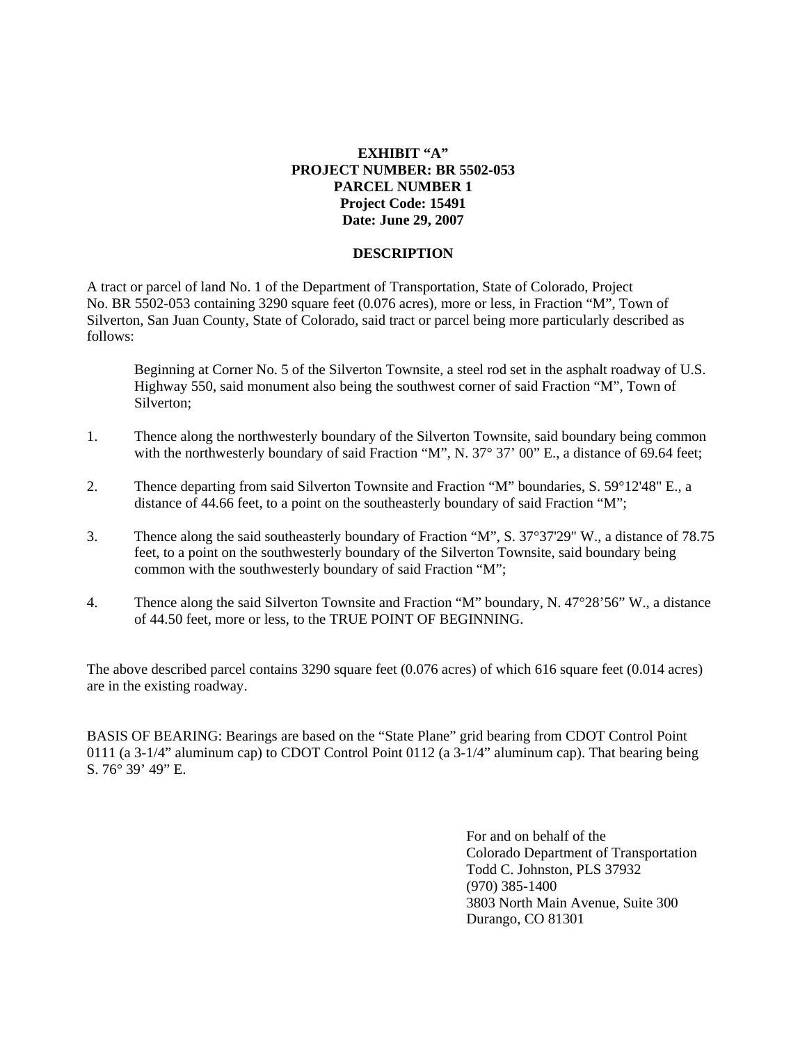**EXHIBIT "A"**
**PROJECT NUMBER: BR 5502-053**
**PARCEL NUMBER 1**
**Project Code: 15491**
**Date: June 29, 2007**

**DESCRIPTION**

A tract or parcel of land No. 1 of the Department of Transportation, State of Colorado, Project No. BR 5502-053 containing 3290 square feet (0.076 acres), more or less, in Fraction "M", Town of Silverton, San Juan County, State of Colorado, said tract or parcel being more particularly described as follows:

Beginning at Corner No. 5 of the Silverton Townsite, a steel rod set in the asphalt roadway of U.S. Highway 550, said monument also being the southwest corner of said Fraction "M", Town of Silverton;

1. Thence along the northwesterly boundary of the Silverton Townsite, said boundary being common with the northwesterly boundary of said Fraction "M", N. 37° 37' 00" E., a distance of 69.64 feet;

2. Thence departing from said Silverton Townsite and Fraction "M" boundaries, S. 59°12'48" E., a distance of 44.66 feet, to a point on the southeasterly boundary of said Fraction "M";

3. Thence along the said southeasterly boundary of Fraction "M", S. 37°37'29" W., a distance of 78.75 feet, to a point on the southwesterly boundary of the Silverton Townsite, said boundary being common with the southwesterly boundary of said Fraction "M";

4. Thence along the said Silverton Townsite and Fraction "M" boundary, N. 47°28'56" W., a distance of 44.50 feet, more or less, to the TRUE POINT OF BEGINNING.

The above described parcel contains 3290 square feet (0.076 acres) of which 616 square feet (0.014 acres) are in the existing roadway.

BASIS OF BEARING: Bearings are based on the "State Plane" grid bearing from CDOT Control Point 0111 (a 3-1/4" aluminum cap) to CDOT Control Point 0112 (a 3-1/4" aluminum cap). That bearing being S. 76° 39' 49" E.

For and on behalf of the
Colorado Department of Transportation
Todd C. Johnston, PLS 37932
(970) 385-1400
3803 North Main Avenue, Suite 300
Durango, CO 81301